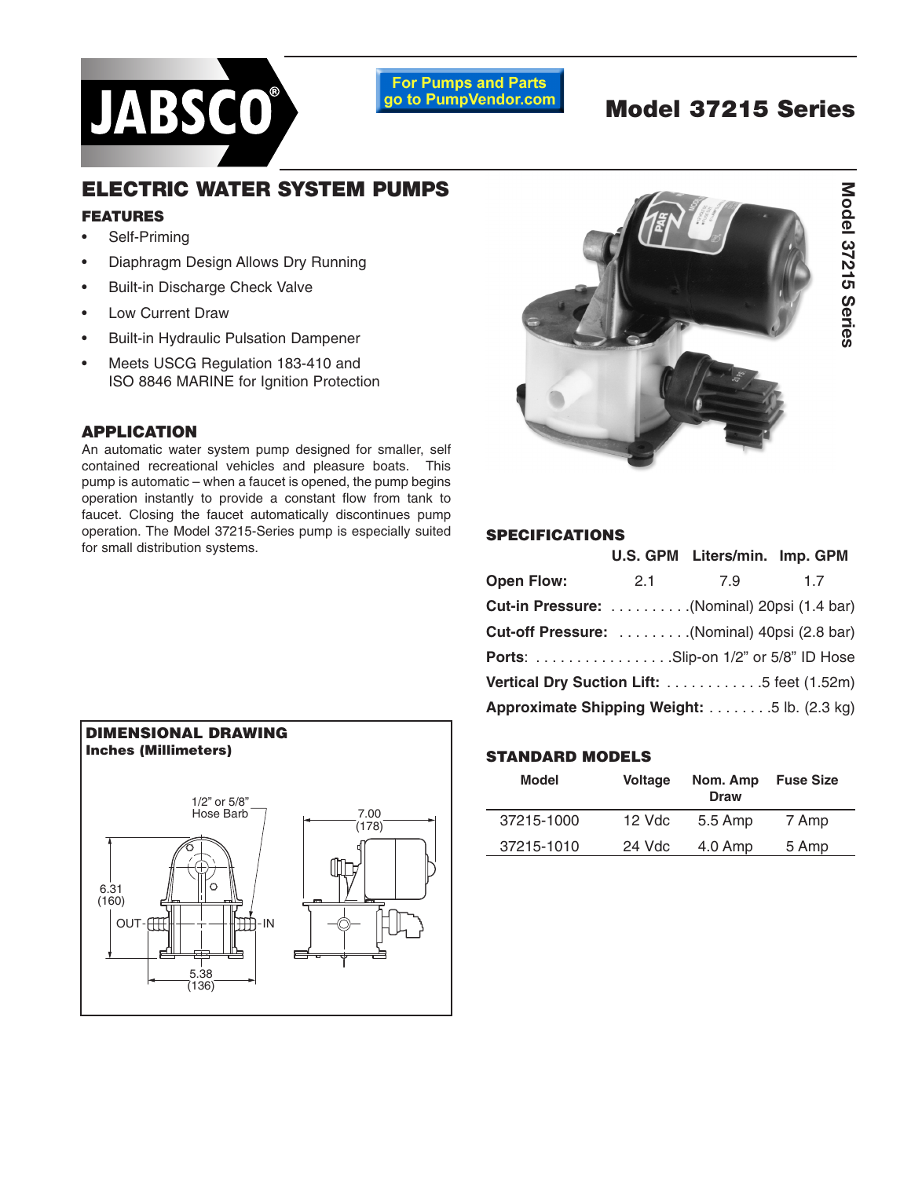JABSCO®

For Pumps and Parts go to PumpVendor.com

# Model 37215 Series

## ELECTRIC WATER SYSTEM PUMPS

### FEATURES

- Self-Priming
- Diaphragm Design Allows Dry Running
- Built-in Discharge Check Valve
- Low Current Draw
- Built-in Hydraulic Pulsation Dampener
- Meets USCG Regulation 183-410 and ISO 8846 MARINE for Ignition Protection

### APPLICATION

An automatic water system pump designed for smaller, self contained recreational vehicles and pleasure boats. This pump is automatic – when a faucet is opened, the pump begins operation instantly to provide a constant flow from tank to faucet. Closing the faucet automatically discontinues pump operation. The Model 37215-Series pump is especially suited for small distribution systems.

### SPECIFICATIONS

| | U.S. GPM | Liters/min. | Imp. GPM |
|---|---|---|---|
| **Open Flow:** | 2.1 | 7.9 | 1.7 |

**Cut-in Pressure:** . . . . . . . . . .(Nominal) 20psi (1.4 bar)

**Cut-off Pressure:** . . . . . . . . .(Nominal) 40psi (2.8 bar)

**Ports**: . . . . . . . . . . . . . . . . .Slip-on 1/2" or 5/8" ID Hose

**Vertical Dry Suction Lift:** . . . . . . . . . . . .5 feet (1.52m)

**Approximate Shipping Weight:** . . . . . . . .5 lb. (2.3 kg)

### STANDARD MODELS

| Model | Voltage | Nom. Amp Draw | Fuse Size |
|---|---|---|---|
| 37215-1000 | 12 Vdc | 5.5 Amp | 7 Amp |
| 37215-1010 | 24 Vdc | 4.0 Amp | 5 Amp |

### DIMENSIONAL DRAWING

**Inches (Millimeters)**

1/2" or 5/8" Hose Barb

6.31 (160)

OUT

IN

5.38 (136)

7.00 (178)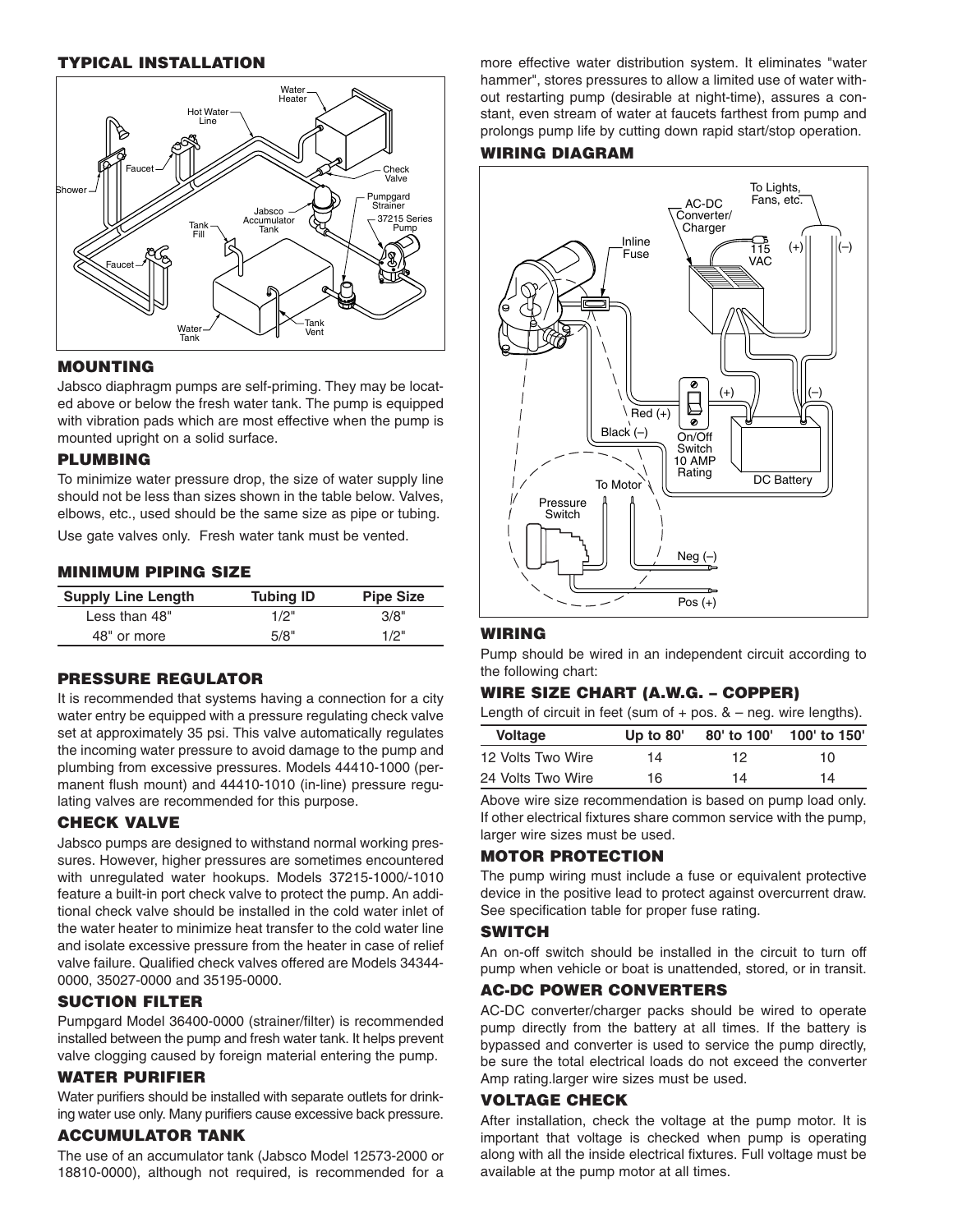## TYPICAL INSTALLATION

## MOUNTING

Jabsco diaphragm pumps are self-priming. They may be located above or below the fresh water tank. The pump is equipped with vibration pads which are most effective when the pump is mounted upright on a solid surface.

## PLUMBING

To minimize water pressure drop, the size of water supply line should not be less than sizes shown in the table below. Valves, elbows, etc., used should be the same size as pipe or tubing.

Use gate valves only. Fresh water tank must be vented.

## MINIMUM PIPING SIZE

| Supply Line Length | Tubing ID | Pipe Size |
|---|---|---|
| Less than 48" | 1/2" | 3/8" |
| 48" or more | 5/8" | 1/2" |

## PRESSURE REGULATOR

It is recommended that systems having a connection for a city water entry be equipped with a pressure regulating check valve set at approximately 35 psi. This valve automatically regulates the incoming water pressure to avoid damage to the pump and plumbing from excessive pressures. Models 44410-1000 (permanent flush mount) and 44410-1010 (in-line) pressure regulating valves are recommended for this purpose.

## CHECK VALVE

Jabsco pumps are designed to withstand normal working pressures. However, higher pressures are sometimes encountered with unregulated water hookups. Models 37215-1000/-1010 feature a built-in port check valve to protect the pump. An additional check valve should be installed in the cold water inlet of the water heater to minimize heat transfer to the cold water line and isolate excessive pressure from the heater in case of relief valve failure. Qualified check valves offered are Models 34344-0000, 35027-0000 and 35195-0000.

## SUCTION FILTER

Pumpgard Model 36400-0000 (strainer/filter) is recommended installed between the pump and fresh water tank. It helps prevent valve clogging caused by foreign material entering the pump.

## WATER PURIFIER

Water purifiers should be installed with separate outlets for drinking water use only. Many purifiers cause excessive back pressure.

## ACCUMULATOR TANK

The use of an accumulator tank (Jabsco Model 12573-2000 or 18810-0000), although not required, is recommended for a more effective water distribution system. It eliminates "water hammer", stores pressures to allow a limited use of water without restarting pump (desirable at night-time), assures a constant, even stream of water at faucets farthest from pump and prolongs pump life by cutting down rapid start/stop operation.

## WIRING DIAGRAM

## WIRING

Pump should be wired in an independent circuit according to the following chart:

## WIRE SIZE CHART (A.W.G. – COPPER)

Length of circuit in feet (sum of + pos. & – neg. wire lengths).

| Voltage | Up to 80' | 80' to 100' | 100' to 150' |
|---|---|---|---|
| 12 Volts Two Wire | 14 | 12 | 10 |
| 24 Volts Two Wire | 16 | 14 | 14 |

Above wire size recommendation is based on pump load only. If other electrical fixtures share common service with the pump, larger wire sizes must be used.

## MOTOR PROTECTION

The pump wiring must include a fuse or equivalent protective device in the positive lead to protect against overcurrent draw. See specification table for proper fuse rating.

## SWITCH

An on-off switch should be installed in the circuit to turn off pump when vehicle or boat is unattended, stored, or in transit.

## AC-DC POWER CONVERTERS

AC-DC converter/charger packs should be wired to operate pump directly from the battery at all times. If the battery is bypassed and converter is used to service the pump directly, be sure the total electrical loads do not exceed the converter Amp rating.larger wire sizes must be used.

## VOLTAGE CHECK

After installation, check the voltage at the pump motor. It is important that voltage is checked when pump is operating along with all the inside electrical fixtures. Full voltage must be available at the pump motor at all times.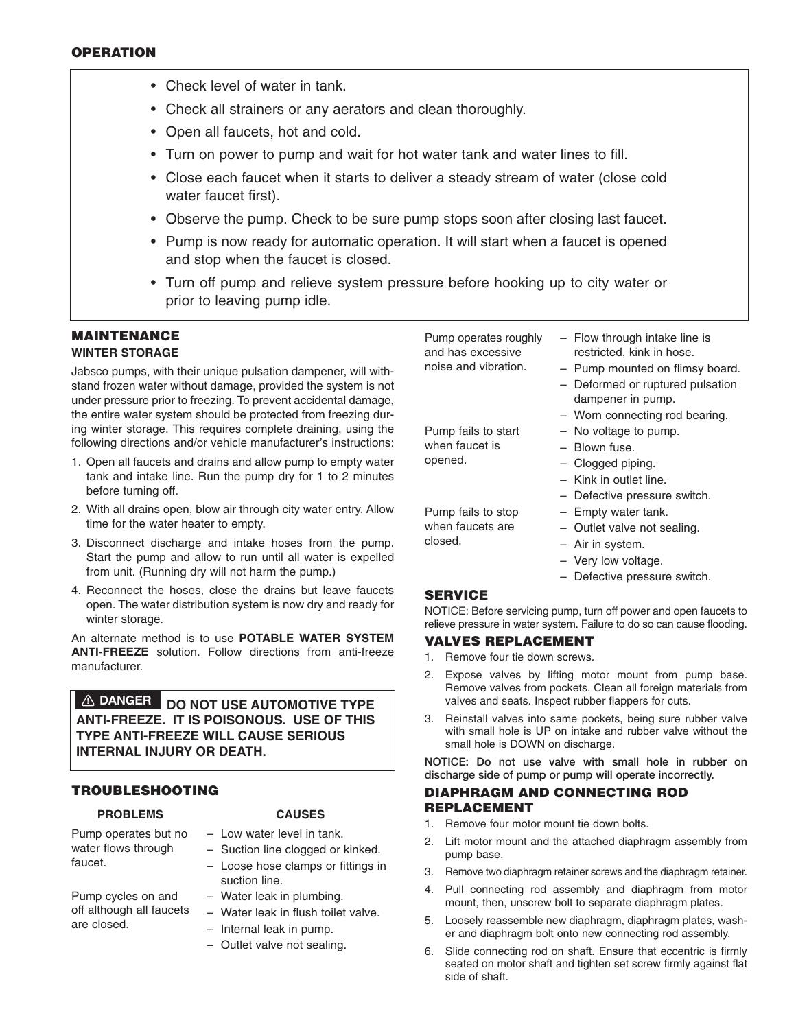## OPERATION

- Check level of water in tank.
- Check all strainers or any aerators and clean thoroughly.
- Open all faucets, hot and cold.
- Turn on power to pump and wait for hot water tank and water lines to fill.
- Close each faucet when it starts to deliver a steady stream of water (close cold water faucet first).
- Observe the pump. Check to be sure pump stops soon after closing last faucet.
- Pump is now ready for automatic operation. It will start when a faucet is opened and stop when the faucet is closed.
- Turn off pump and relieve system pressure before hooking up to city water or prior to leaving pump idle.

## MAINTENANCE

### WINTER STORAGE

Jabsco pumps, with their unique pulsation dampener, will withstand frozen water without damage, provided the system is not under pressure prior to freezing. To prevent accidental damage, the entire water system should be protected from freezing during winter storage. This requires complete draining, using the following directions and/or vehicle manufacturer's instructions:

1. Open all faucets and drains and allow pump to empty water tank and intake line. Run the pump dry for 1 to 2 minutes before turning off.
2. With all drains open, blow air through city water entry. Allow time for the water heater to empty.
3. Disconnect discharge and intake hoses from the pump. Start the pump and allow to run until all water is expelled from unit. (Running dry will not harm the pump.)
4. Reconnect the hoses, close the drains but leave faucets open. The water distribution system is now dry and ready for winter storage.

An alternate method is to use **POTABLE WATER SYSTEM ANTI-FREEZE** solution. Follow directions from anti-freeze manufacturer.

> ⚠ **DANGER** **DO NOT USE AUTOMOTIVE TYPE ANTI-FREEZE. IT IS POISONOUS. USE OF THIS TYPE ANTI-FREEZE WILL CAUSE SERIOUS INTERNAL INJURY OR DEATH.**

## TROUBLESHOOTING

| PROBLEMS | CAUSES |
|---|---|
| Pump operates but no water flows through faucet. | – Low water level in tank.<br>– Suction line clogged or kinked.<br>– Loose hose clamps or fittings in suction line. |
| Pump cycles on and off although all faucets are closed. | – Water leak in plumbing.<br>– Water leak in flush toilet valve.<br>– Internal leak in pump.<br>– Outlet valve not sealing. |
| Pump operates roughly and has excessive noise and vibration. | – Flow through intake line is restricted, kink in hose.<br>– Pump mounted on flimsy board.<br>– Deformed or ruptured pulsation dampener in pump.<br>– Worn connecting rod bearing. |
| Pump fails to start when faucet is opened. | – No voltage to pump.<br>– Blown fuse.<br>– Clogged piping.<br>– Kink in outlet line.<br>– Defective pressure switch. |
| Pump fails to stop when faucets are closed. | – Empty water tank.<br>– Outlet valve not sealing.<br>– Air in system.<br>– Very low voltage.<br>– Defective pressure switch. |

## SERVICE

NOTICE: Before servicing pump, turn off power and open faucets to relieve pressure in water system. Failure to do so can cause flooding.

### VALVES REPLACEMENT

1. Remove four tie down screws.
2. Expose valves by lifting motor mount from pump base. Remove valves from pockets. Clean all foreign materials from valves and seats. Inspect rubber flappers for cuts.
3. Reinstall valves into same pockets, being sure rubber valve with small hole is UP on intake and rubber valve without the small hole is DOWN on discharge.

**NOTICE: Do not use valve with small hole in rubber on discharge side of pump or pump will operate incorrectly.**

### DIAPHRAGM AND CONNECTING ROD REPLACEMENT

1. Remove four motor mount tie down bolts.
2. Lift motor mount and the attached diaphragm assembly from pump base.
3. Remove two diaphragm retainer screws and the diaphragm retainer.
4. Pull connecting rod assembly and diaphragm from motor mount, then, unscrew bolt to separate diaphragm plates.
5. Loosely reassemble new diaphragm, diaphragm plates, washer and diaphragm bolt onto new connecting rod assembly.
6. Slide connecting rod on shaft. Ensure that eccentric is firmly seated on motor shaft and tighten set screw firmly against flat side of shaft.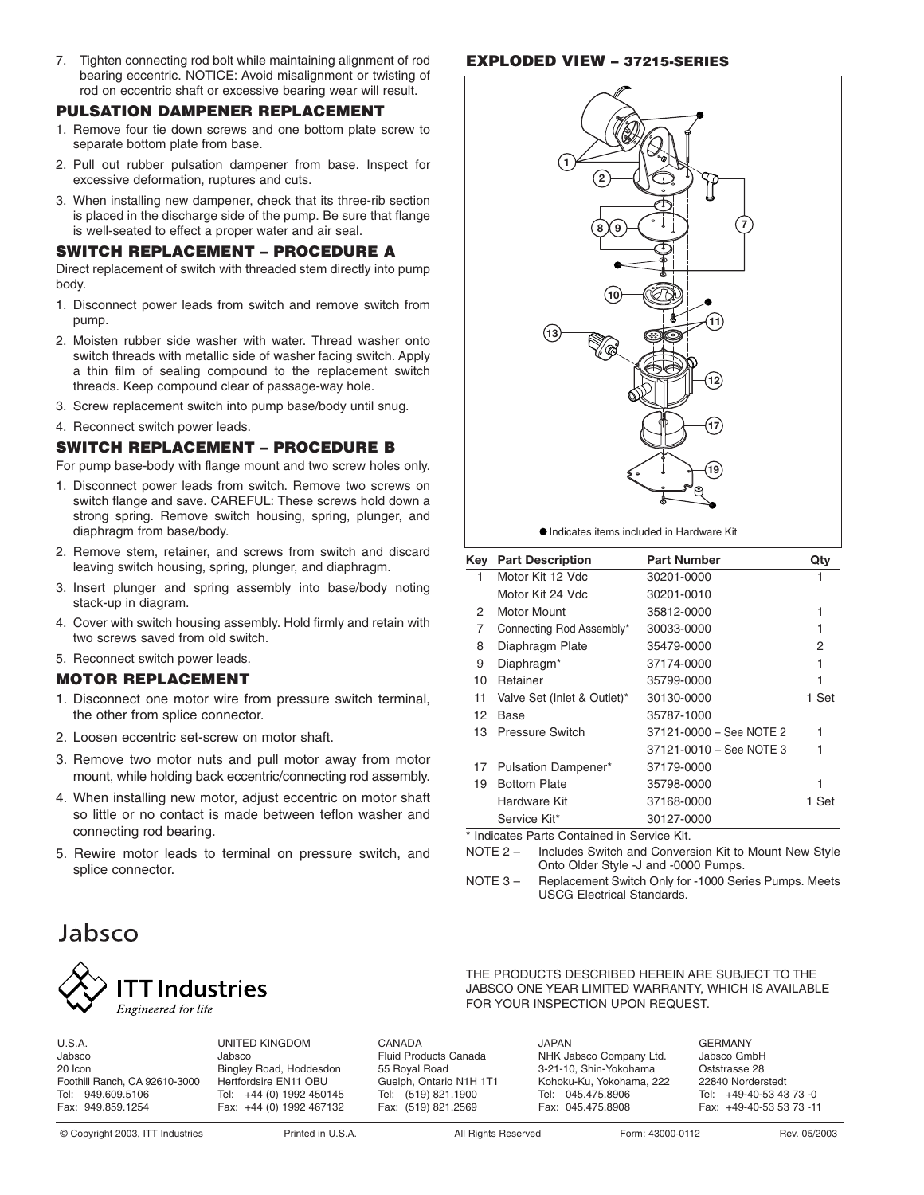7. Tighten connecting rod bolt while maintaining alignment of rod bearing eccentric. NOTICE: Avoid misalignment or twisting of rod on eccentric shaft or excessive bearing wear will result.

## PULSATION DAMPENER REPLACEMENT

1. Remove four tie down screws and one bottom plate screw to separate bottom plate from base.
2. Pull out rubber pulsation dampener from base. Inspect for excessive deformation, ruptures and cuts.
3. When installing new dampener, check that its three-rib section is placed in the discharge side of the pump. Be sure that flange is well-seated to effect a proper water and air seal.

## SWITCH REPLACEMENT – PROCEDURE A

Direct replacement of switch with threaded stem directly into pump body.

1. Disconnect power leads from switch and remove switch from pump.
2. Moisten rubber side washer with water. Thread washer onto switch threads with metallic side of washer facing switch. Apply a thin film of sealing compound to the replacement switch threads. Keep compound clear of passage-way hole.
3. Screw replacement switch into pump base/body until snug.
4. Reconnect switch power leads.

## SWITCH REPLACEMENT – PROCEDURE B

For pump base-body with flange mount and two screw holes only.

1. Disconnect power leads from switch. Remove two screws on switch flange and save. CAREFUL: These screws hold down a strong spring. Remove switch housing, spring, plunger, and diaphragm from base/body.
2. Remove stem, retainer, and screws from switch and discard leaving switch housing, spring, plunger, and diaphragm.
3. Insert plunger and spring assembly into base/body noting stack-up in diagram.
4. Cover with switch housing assembly. Hold firmly and retain with two screws saved from old switch.
5. Reconnect switch power leads.

## MOTOR REPLACEMENT

1. Disconnect one motor wire from pressure switch terminal, the other from splice connector.
2. Loosen eccentric set-screw on motor shaft.
3. Remove two motor nuts and pull motor away from motor mount, while holding back eccentric/connecting rod assembly.
4. When installing new motor, adjust eccentric on motor shaft so little or no contact is made between teflon washer and connecting rod bearing.
5. Rewire motor leads to terminal on pressure switch, and splice connector.

## EXPLODED VIEW – 37215-SERIES

1
2
8 9
7
10
11
13
12
17
19

● Indicates items included in Hardware Kit

| Key | Part Description | Part Number | Qty |
|---|---|---|---|
| 1 | Motor Kit 12 Vdc | 30201-0000 | 1 |
| | Motor Kit 24 Vdc | 30201-0010 | |
| 2 | Motor Mount | 35812-0000 | 1 |
| 7 | Connecting Rod Assembly* | 30033-0000 | 1 |
| 8 | Diaphragm Plate | 35479-0000 | 2 |
| 9 | Diaphragm* | 37174-0000 | 1 |
| 10 | Retainer | 35799-0000 | 1 |
| 11 | Valve Set (Inlet & Outlet)* | 30130-0000 | 1 Set |
| 12 | Base | 35787-1000 | |
| 13 | Pressure Switch | 37121-0000 – See NOTE 2 | 1 |
| | | 37121-0010 – See NOTE 3 | 1 |
| 17 | Pulsation Dampener* | 37179-0000 | |
| 19 | Bottom Plate | 35798-0000 | 1 |
| | Hardware Kit | 37168-0000 | 1 Set |
| | Service Kit* | 30127-0000 | |

\* Indicates Parts Contained in Service Kit.

NOTE 2 – Includes Switch and Conversion Kit to Mount New Style Onto Older Style -J and -0000 Pumps.

NOTE 3 – Replacement Switch Only for -1000 Series Pumps. Meets USCG Electrical Standards.

Jabsco

ITT Industries
*Engineered for life*

THE PRODUCTS DESCRIBED HEREIN ARE SUBJECT TO THE JABSCO ONE YEAR LIMITED WARRANTY, WHICH IS AVAILABLE FOR YOUR INSPECTION UPON REQUEST.

| U.S.A. | UNITED KINGDOM | CANADA | JAPAN | GERMANY |
|---|---|---|---|---|
| Jabsco | Jabsco | Fluid Products Canada | NHK Jabsco Company Ltd. | Jabsco GmbH |
| 20 Icon | Bingley Road, Hoddesdon | 55 Royal Road | 3-21-10, Shin-Yokohama | Oststrasse 28 |
| Foothill Ranch, CA 92610-3000 | Hertfordsire EN11 OBU | Guelph, Ontario N1H 1T1 | Kohoku-Ku, Yokohama, 222 | 22840 Norderstedt |
| Tel: 949.609.5106 | Tel: +44 (0) 1992 450145 | Tel: (519) 821.1900 | Tel: 045.475.8906 | Tel: +49-40-53 43 73 -0 |
| Fax: 949.859.1254 | Fax: +44 (0) 1992 467132 | Fax: (519) 821.2569 | Fax: 045.475.8908 | Fax: +49-40-53 53 73 -11 |

© Copyright 2003, ITT Industries   Printed in U.S.A.   All Rights Reserved   Form: 43000-0112   Rev. 05/2003